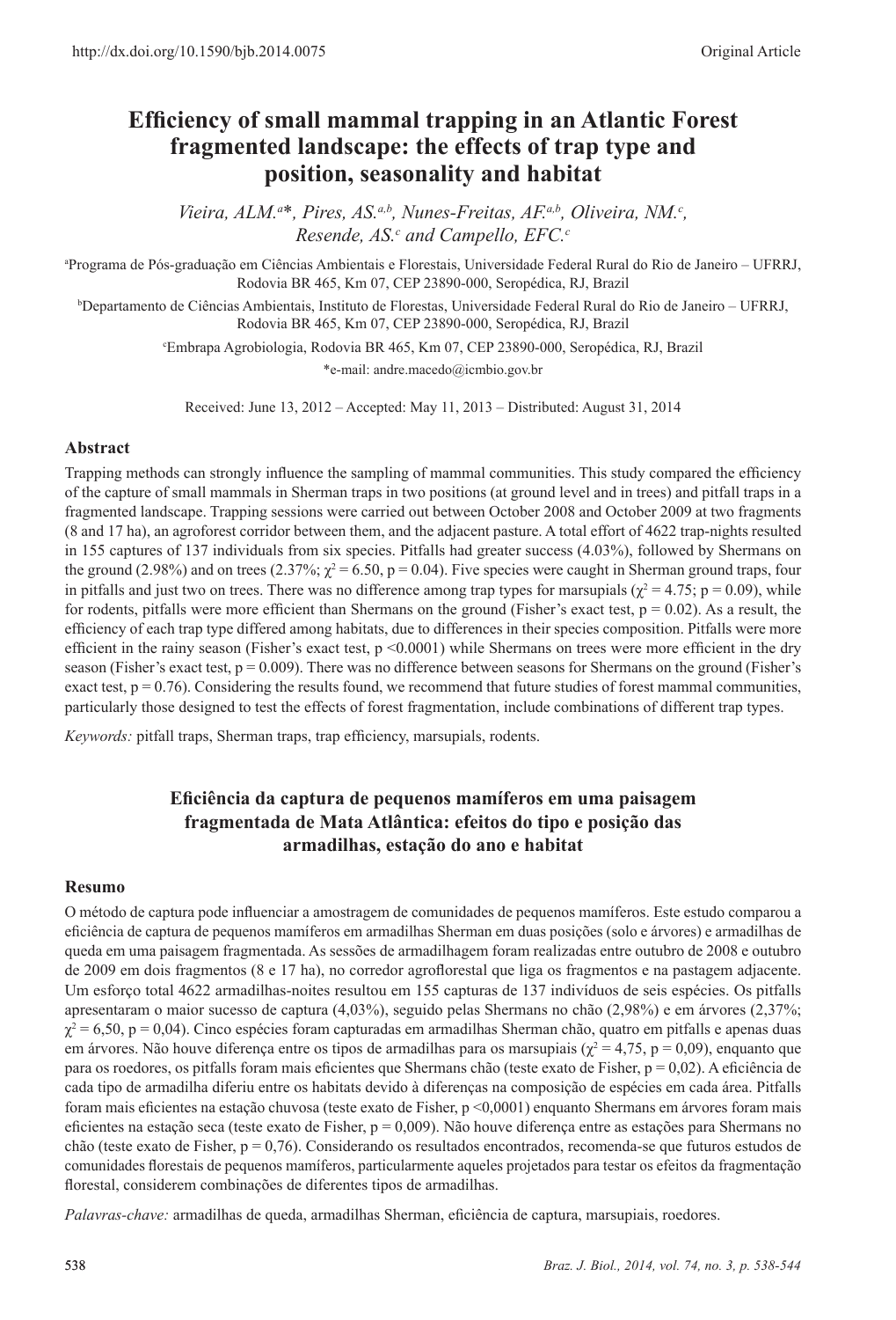http://dx.doi.org/10.1590/bjb.2014.0075

Original Article

# Efficiency of small mammal trapping in an Atlantic Forest fragmented landscape: the effects of trap type and position, seasonality and habitat

*Vieira, ALM.*[a]*, *Pires, AS.*[a,b], *Nunes-Freitas, AF.*[a,b], *Oliveira, NM.*[c], *Resende, AS.*[c] *and Campello, EFC.*[c]

[a]Programa de Pós-graduação em Ciências Ambientais e Florestais, Universidade Federal Rural do Rio de Janeiro – UFRRJ, Rodovia BR 465, Km 07, CEP 23890-000, Seropédica, RJ, Brazil

[b]Departamento de Ciências Ambientais, Instituto de Florestas, Universidade Federal Rural do Rio de Janeiro – UFRRJ, Rodovia BR 465, Km 07, CEP 23890-000, Seropédica, RJ, Brazil

[c]Embrapa Agrobiologia, Rodovia BR 465, Km 07, CEP 23890-000, Seropédica, RJ, Brazil

*e-mail: andre.macedo@icmbio.gov.br

Received: June 13, 2012 – Accepted: May 11, 2013 – Distributed: August 31, 2014

## Abstract

Trapping methods can strongly influence the sampling of mammal communities. This study compared the efficiency of the capture of small mammals in Sherman traps in two positions (at ground level and in trees) and pitfall traps in a fragmented landscape. Trapping sessions were carried out between October 2008 and October 2009 at two fragments (8 and 17 ha), an agroforest corridor between them, and the adjacent pasture. A total effort of 4622 trap-nights resulted in 155 captures of 137 individuals from six species. Pitfalls had greater success (4.03%), followed by Shermans on the ground (2.98%) and on trees (2.37%; $\chi^2 = 6.50$, $p = 0.04$). Five species were caught in Sherman ground traps, four in pitfalls and just two on trees. There was no difference among trap types for marsupials ($\chi^2 = 4.75$; $p = 0.09$), while for rodents, pitfalls were more efficient than Shermans on the ground (Fisher's exact test, $p = 0.02$). As a result, the efficiency of each trap type differed among habitats, due to differences in their species composition. Pitfalls were more efficient in the rainy season (Fisher's exact test, $p < 0.0001$) while Shermans on trees were more efficient in the dry season (Fisher's exact test, $p = 0.009$). There was no difference between seasons for Shermans on the ground (Fisher's exact test, $p = 0.76$). Considering the results found, we recommend that future studies of forest mammal communities, particularly those designed to test the effects of forest fragmentation, include combinations of different trap types.

*Keywords:* pitfall traps, Sherman traps, trap efficiency, marsupials, rodents.

# Eficiência da captura de pequenos mamíferos em uma paisagem fragmentada de Mata Atlântica: efeitos do tipo e posição das armadilhas, estação do ano e habitat

## Resumo

O método de captura pode influenciar a amostragem de comunidades de pequenos mamíferos. Este estudo comparou a eficiência de captura de pequenos mamíferos em armadilhas Sherman em duas posições (solo e árvores) e armadilhas de queda em uma paisagem fragmentada. As sessões de armadilhagem foram realizadas entre outubro de 2008 e outubro de 2009 em dois fragmentos (8 e 17 ha), no corredor agroflorestal que liga os fragmentos e na pastagem adjacente. Um esforço total 4622 armadilhas-noites resultou em 155 capturas de 137 indivíduos de seis espécies. Os pitfalls apresentaram o maior sucesso de captura (4,03%), seguido pelas Shermans no chão (2,98%) e em árvores (2,37%; $\chi^2 = 6{,}50$, $p = 0{,}04$). Cinco espécies foram capturadas em armadilhas Sherman chão, quatro em pitfalls e apenas duas em árvores. Não houve diferença entre os tipos de armadilhas para os marsupiais ($\chi^2 = 4{,}75$, $p = 0{,}09$), enquanto que para os roedores, os pitfalls foram mais eficientes que Shermans chão (teste exato de Fisher, $p = 0{,}02$). A eficiência de cada tipo de armadilha diferiu entre os habitats devido à diferenças na composição de espécies em cada área. Pitfalls foram mais eficientes na estação chuvosa (teste exato de Fisher, $p < 0{,}0001$) enquanto Shermans em árvores foram mais eficientes na estação seca (teste exato de Fisher, $p = 0{,}009$). Não houve diferença entre as estações para Shermans no chão (teste exato de Fisher, $p = 0{,}76$). Considerando os resultados encontrados, recomenda-se que futuros estudos de comunidades florestais de pequenos mamíferos, particularmente aqueles projetados para testar os efeitos da fragmentação florestal, considerem combinações de diferentes tipos de armadilhas.

*Palavras-chave:* armadilhas de queda, armadilhas Sherman, eficiência de captura, marsupiais, roedores.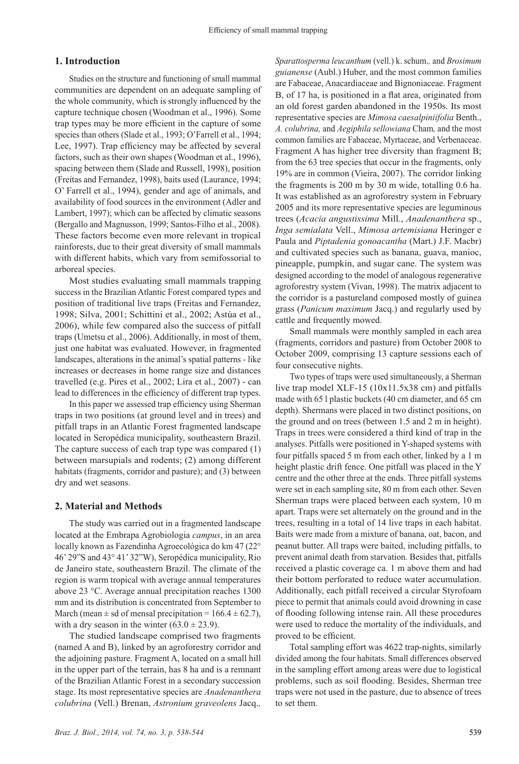## 1. Introduction

Studies on the structure and functioning of small mammal communities are dependent on an adequate sampling of the whole community, which is strongly influenced by the capture technique chosen (Woodman et al., 1996). Some trap types may be more efficient in the capture of some species than others (Slade et al., 1993; O'Farrell et al., 1994; Lee, 1997). Trap efficiency may be affected by several factors, such as their own shapes (Woodman et al., 1996), spacing between them (Slade and Russell, 1998), position (Freitas and Fernandez, 1998), baits used (Laurance, 1994; O' Farrell et al., 1994), gender and age of animals, and availability of food sources in the environment (Adler and Lambert, 1997); which can be affected by climatic seasons (Bergallo and Magnusson, 1999; Santos-Filho et al., 2008). These factors become even more relevant in tropical rainforests, due to their great diversity of small mammals with different habits, which vary from semifossorial to arboreal species.

Most studies evaluating small mammals trapping success in the Brazilian Atlantic Forest compared types and position of traditional live traps (Freitas and Fernandez, 1998; Silva, 2001; Schittini et al., 2002; Astúa et al., 2006), while few compared also the success of pitfall traps (Umetsu et al., 2006). Additionally, in most of them, just one habitat was evaluated. However, in fragmented landscapes, alterations in the animal's spatial patterns - like increases or decreases in home range size and distances travelled (e.g. Pires et al., 2002; Lira et al., 2007) - can lead to differences in the efficiency of different trap types.

In this paper we assessed trap efficiency using Sherman traps in two positions (at ground level and in trees) and pitfall traps in an Atlantic Forest fragmented landscape located in Seropédica municipality, southeastern Brazil. The capture success of each trap type was compared (1) between marsupials and rodents; (2) among different habitats (fragments, corridor and pasture); and (3) between dry and wet seasons.

## 2. Material and Methods

The study was carried out in a fragmented landscape located at the Embrapa Agrobiologia *campus*, in an area locally known as Fazendinha Agroecológica do km 47 (22° 46' 29"S and 43° 41' 32"W), Seropédica municipality, Rio de Janeiro state, southeastern Brazil. The climate of the region is warm tropical with average annual temperatures above 23 °C. Average annual precipitation reaches 1300 mm and its distribution is concentrated from September to March (mean ± sd of mensal precipitation = 166.4 ± 62.7), with a dry season in the winter (63.0 ± 23.9).

The studied landscape comprised two fragments (named A and B), linked by an agroforestry corridor and the adjoining pasture. Fragment A, located on a small hill in the upper part of the terrain, has 8 ha and is a remnant of the Brazilian Atlantic Forest in a secondary succession stage. Its most representative species are *Anadenanthera colubrina* (Vell.) Brenan, *Astronium graveolens* Jacq., *Sparattosperma leucanthum* (vell.) k. schum., and *Brosimum guianense* (Aubl.) Huber, and the most common families are Fabaceae, Anacardiaceae and Bignoniaceae. Fragment B, of 17 ha, is positioned in a flat area, originated from an old forest garden abandoned in the 1950s. Its most representative species are *Mimosa caesalpiniifolia* Benth., *A. colubrina,* and *Aegiphila sellowiana* Cham*,* and the most common families are Fabaceae, Myrtaceae, and Verbenaceae. Fragment A has higher tree diversity than fragment B; from the 63 tree species that occur in the fragments, only 19% are in common (Vieira, 2007). The corridor linking the fragments is 200 m by 30 m wide, totalling 0.6 ha. It was established as an agroforestry system in February 2005 and its more representative species are leguminous trees (*Acacia angustissima* Mill., *Anadenanthera* sp., *Inga semialata* Vell., *Mimosa artemisiana* Heringer e Paula and *Piptadenia gonoacantha* (Mart.) J.F. Macbr) and cultivated species such as banana, guava, manioc, pineapple, pumpkin, and sugar cane. The system was designed according to the model of analogous regenerative agroforestry system (Vivan, 1998). The matrix adjacent to the corridor is a pastureland composed mostly of guinea grass (*Panicum maximum* Jacq.) and regularly used by cattle and frequently mowed.

Small mammals were monthly sampled in each area (fragments, corridors and pasture) from October 2008 to October 2009, comprising 13 capture sessions each of four consecutive nights.

Two types of traps were used simultaneously, a Sherman live trap model XLF-15 (10x11.5x38 cm) and pitfalls made with 65 l plastic buckets (40 cm diameter, and 65 cm depth). Shermans were placed in two distinct positions, on the ground and on trees (between 1.5 and 2 m in height). Traps in trees were considered a third kind of trap in the analyses. Pitfalls were positioned in Y-shaped systems with four pitfalls spaced 5 m from each other, linked by a 1 m height plastic drift fence. One pitfall was placed in the Y centre and the other three at the ends. Three pitfall systems were set in each sampling site, 80 m from each other. Seven Sherman traps were placed between each system, 10 m apart. Traps were set alternately on the ground and in the trees, resulting in a total of 14 live traps in each habitat. Baits were made from a mixture of banana, oat, bacon, and peanut butter. All traps were baited, including pitfalls, to prevent animal death from starvation. Besides that, pitfalls received a plastic coverage ca. 1 m above them and had their bottom perforated to reduce water accumulation. Additionally, each pitfall received a circular Styrofoam piece to permit that animals could avoid drowning in case of flooding following intense rain. All these procedures were used to reduce the mortality of the individuals, and proved to be efficient.

Total sampling effort was 4622 trap-nights, similarly divided among the four habitats. Small differences observed in the sampling effort among areas were due to logistical problems, such as soil flooding. Besides, Sherman tree traps were not used in the pasture, due to absence of trees to set them.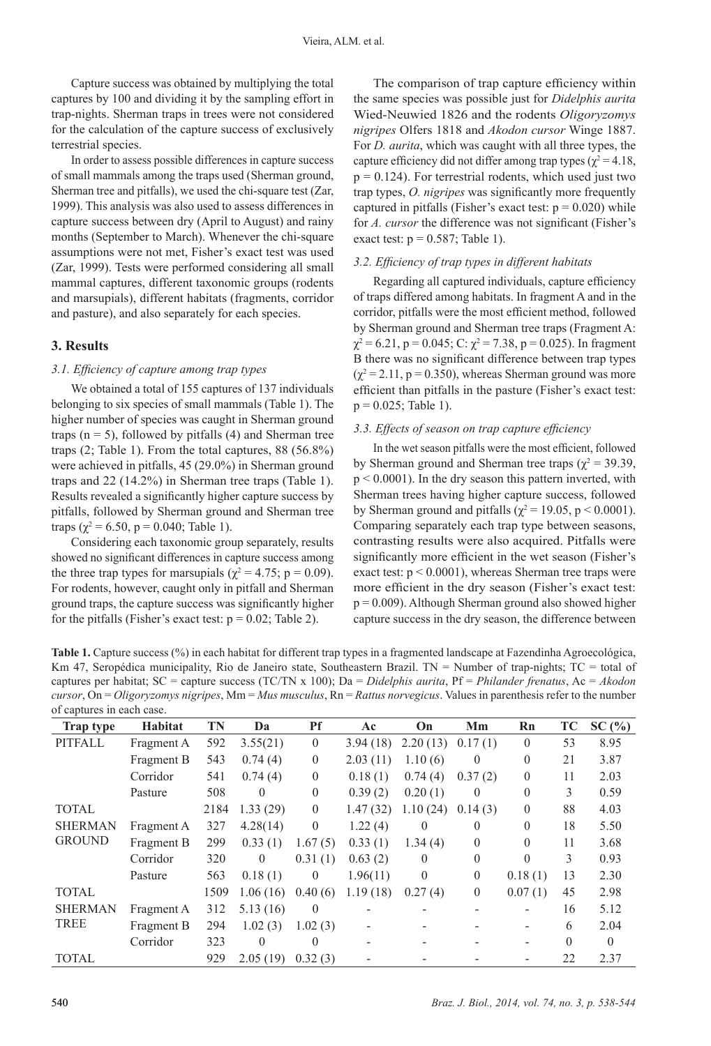Capture success was obtained by multiplying the total captures by 100 and dividing it by the sampling effort in trap-nights. Sherman traps in trees were not considered for the calculation of the capture success of exclusively terrestrial species.

In order to assess possible differences in capture success of small mammals among the traps used (Sherman ground, Sherman tree and pitfalls), we used the chi-square test (Zar, 1999). This analysis was also used to assess differences in capture success between dry (April to August) and rainy months (September to March). Whenever the chi-square assumptions were not met, Fisher's exact test was used (Zar, 1999). Tests were performed considering all small mammal captures, different taxonomic groups (rodents and marsupials), different habitats (fragments, corridor and pasture), and also separately for each species.

## 3. Results

### 3.1. Efficiency of capture among trap types

We obtained a total of 155 captures of 137 individuals belonging to six species of small mammals (Table 1). The higher number of species was caught in Sherman ground traps (n = 5), followed by pitfalls (4) and Sherman tree traps (2; Table 1). From the total captures, 88 (56.8%) were achieved in pitfalls, 45 (29.0%) in Sherman ground traps and 22 (14.2%) in Sherman tree traps (Table 1). Results revealed a significantly higher capture success by pitfalls, followed by Sherman ground and Sherman tree traps ($\chi^2 = 6.50$, $p = 0.040$; Table 1).

Considering each taxonomic group separately, results showed no significant differences in capture success among the three trap types for marsupials ($\chi^2 = 4.75$; $p = 0.09$). For rodents, however, caught only in pitfall and Sherman ground traps, the capture success was significantly higher for the pitfalls (Fisher's exact test: $p = 0.02$; Table 2).

The comparison of trap capture efficiency within the same species was possible just for *Didelphis aurita* Wied-Neuwied 1826 and the rodents *Oligoryzomys nigripes* Olfers 1818 and *Akodon cursor* Winge 1887. For *D. aurita*, which was caught with all three types, the capture efficiency did not differ among trap types ($\chi^2 = 4.18$, $p = 0.124$). For terrestrial rodents, which used just two trap types, *O. nigripes* was significantly more frequently captured in pitfalls (Fisher's exact test: $p = 0.020$) while for *A. cursor* the difference was not significant (Fisher's exact test: $p = 0.587$; Table 1).

### 3.2. Efficiency of trap types in different habitats

Regarding all captured individuals, capture efficiency of traps differed among habitats. In fragment A and in the corridor, pitfalls were the most efficient method, followed by Sherman ground and Sherman tree traps (Fragment A: $\chi^2 = 6.21$, $p = 0.045$; C: $\chi^2 = 7.38$, $p = 0.025$). In fragment B there was no significant difference between trap types ($\chi^2 = 2.11$, $p = 0.350$), whereas Sherman ground was more efficient than pitfalls in the pasture (Fisher's exact test: $p = 0.025$; Table 1).

### 3.3. Effects of season on trap capture efficiency

In the wet season pitfalls were the most efficient, followed by Sherman ground and Sherman tree traps ($\chi^2 = 39.39$, $p < 0.0001$). In the dry season this pattern inverted, with Sherman trees having higher capture success, followed by Sherman ground and pitfalls ($\chi^2 = 19.05$, $p < 0.0001$). Comparing separately each trap type between seasons, contrasting results were also acquired. Pitfalls were significantly more efficient in the wet season (Fisher's exact test: $p < 0.0001$), whereas Sherman tree traps were more efficient in the dry season (Fisher's exact test: $p = 0.009$). Although Sherman ground also showed higher capture success in the dry season, the difference between

**Table 1.** Capture success (%) in each habitat for different trap types in a fragmented landscape at Fazendinha Agroecológica, Km 47, Seropédica municipality, Rio de Janeiro state, Southeastern Brazil. TN = Number of trap-nights; TC = total of captures per habitat; SC = capture success (TC/TN x 100); Da = *Didelphis aurita*, Pf = *Philander frenatus*, Ac = *Akodon cursor*, On = *Oligoryzomys nigripes*, Mm = *Mus musculus*, Rn = *Rattus norvegicus*. Values in parenthesis refer to the number of captures in each case.

| Trap type | Habitat | TN | Da | Pf | Ac | On | Mm | Rn | TC | SC (%) |
|---|---|---|---|---|---|---|---|---|---|---|
| PITFALL | Fragment A | 592 | 3.55(21) | 0 | 3.94 (18) | 2.20 (13) | 0.17 (1) | 0 | 53 | 8.95 |
| | Fragment B | 543 | 0.74 (4) | 0 | 2.03 (11) | 1.10 (6) | 0 | 0 | 21 | 3.87 |
| | Corridor | 541 | 0.74 (4) | 0 | 0.18 (1) | 0.74 (4) | 0.37 (2) | 0 | 11 | 2.03 |
| | Pasture | 508 | 0 | 0 | 0.39 (2) | 0.20 (1) | 0 | 0 | 3 | 0.59 |
| TOTAL | | 2184 | 1.33 (29) | 0 | 1.47 (32) | 1.10 (24) | 0.14 (3) | 0 | 88 | 4.03 |
| SHERMAN GROUND | Fragment A | 327 | 4.28(14) | 0 | 1.22 (4) | 0 | 0 | 0 | 18 | 5.50 |
| | Fragment B | 299 | 0.33 (1) | 1.67 (5) | 0.33 (1) | 1.34 (4) | 0 | 0 | 11 | 3.68 |
| | Corridor | 320 | 0 | 0.31 (1) | 0.63 (2) | 0 | 0 | 0 | 3 | 0.93 |
| | Pasture | 563 | 0.18 (1) | 0 | 1.96(11) | 0 | 0 | 0.18 (1) | 13 | 2.30 |
| TOTAL | | 1509 | 1.06 (16) | 0.40 (6) | 1.19 (18) | 0.27 (4) | 0 | 0.07 (1) | 45 | 2.98 |
| SHERMAN TREE | Fragment A | 312 | 5.13 (16) | 0 | - | - | - | - | 16 | 5.12 |
| | Fragment B | 294 | 1.02 (3) | 1.02 (3) | - | - | - | - | 6 | 2.04 |
| | Corridor | 323 | 0 | 0 | - | - | - | - | 0 | 0 |
| TOTAL | | 929 | 2.05 (19) | 0.32 (3) | - | - | - | - | 22 | 2.37 |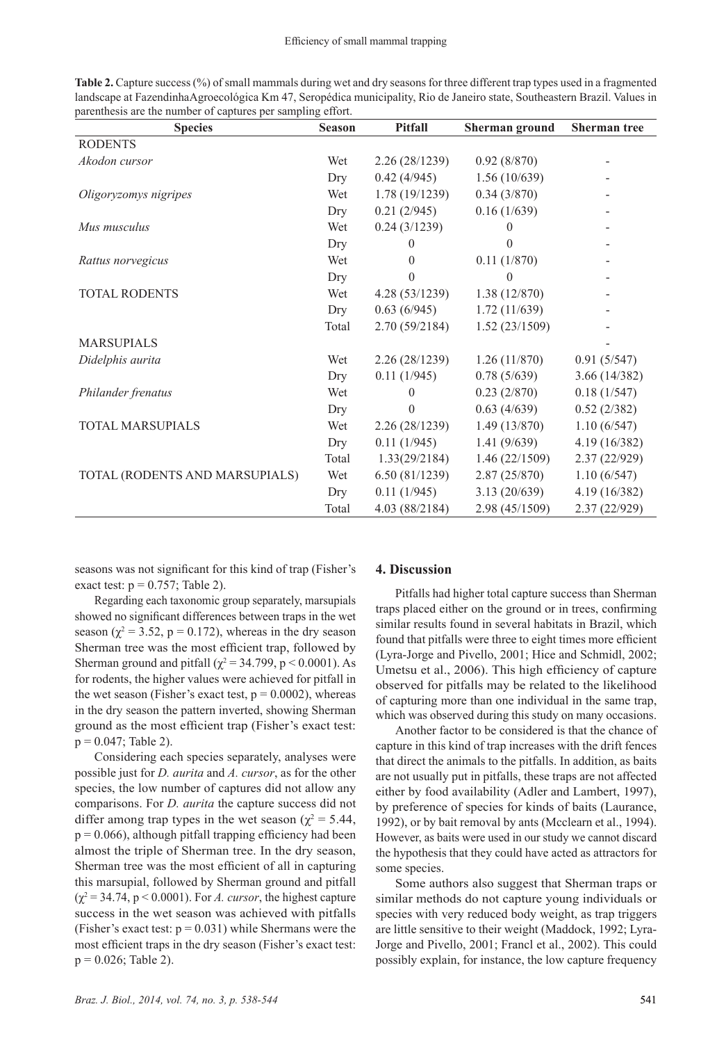**Table 2.** Capture success (%) of small mammals during wet and dry seasons for three different trap types used in a fragmented landscape at FazendinhaAgroecológica Km 47, Seropédica municipality, Rio de Janeiro state, Southeastern Brazil. Values in parenthesis are the number of captures per sampling effort.

| Species | Season | Pitfall | Sherman ground | Sherman tree |
|---|---|---|---|---|
| RODENTS | | | | |
| *Akodon cursor* | Wet | 2.26 (28/1239) | 0.92 (8/870) | - |
| | Dry | 0.42 (4/945) | 1.56 (10/639) | - |
| *Oligoryzomys nigripes* | Wet | 1.78 (19/1239) | 0.34 (3/870) | - |
| | Dry | 0.21 (2/945) | 0.16 (1/639) | - |
| *Mus musculus* | Wet | 0.24 (3/1239) | 0 | - |
| | Dry | 0 | 0 | - |
| *Rattus norvegicus* | Wet | 0 | 0.11 (1/870) | - |
| | Dry | 0 | 0 | - |
| TOTAL RODENTS | Wet | 4.28 (53/1239) | 1.38 (12/870) | - |
| | Dry | 0.63 (6/945) | 1.72 (11/639) | - |
| | Total | 2.70 (59/2184) | 1.52 (23/1509) | - |
| MARSUPIALS | | | | - |
| *Didelphis aurita* | Wet | 2.26 (28/1239) | 1.26 (11/870) | 0.91 (5/547) |
| | Dry | 0.11 (1/945) | 0.78 (5/639) | 3.66 (14/382) |
| *Philander frenatus* | Wet | 0 | 0.23 (2/870) | 0.18 (1/547) |
| | Dry | 0 | 0.63 (4/639) | 0.52 (2/382) |
| TOTAL MARSUPIALS | Wet | 2.26 (28/1239) | 1.49 (13/870) | 1.10 (6/547) |
| | Dry | 0.11 (1/945) | 1.41 (9/639) | 4.19 (16/382) |
| | Total | 1.33(29/2184) | 1.46 (22/1509) | 2.37 (22/929) |
| TOTAL (RODENTS AND MARSUPIALS) | Wet | 6.50 (81/1239) | 2.87 (25/870) | 1.10 (6/547) |
| | Dry | 0.11 (1/945) | 3.13 (20/639) | 4.19 (16/382) |
| | Total | 4.03 (88/2184) | 2.98 (45/1509) | 2.37 (22/929) |

seasons was not significant for this kind of trap (Fisher's exact test: $p = 0.757$; Table 2).

Regarding each taxonomic group separately, marsupials showed no significant differences between traps in the wet season ($\chi^2 = 3.52$, $p = 0.172$), whereas in the dry season Sherman tree was the most efficient trap, followed by Sherman ground and pitfall ($\chi^2 = 34.799$, $p < 0.0001$). As for rodents, the higher values were achieved for pitfall in the wet season (Fisher's exact test, $p = 0.0002$), whereas in the dry season the pattern inverted, showing Sherman ground as the most efficient trap (Fisher's exact test: $p = 0.047$; Table 2).

Considering each species separately, analyses were possible just for *D. aurita* and *A. cursor*, as for the other species, the low number of captures did not allow any comparisons. For *D. aurita* the capture success did not differ among trap types in the wet season ($\chi^2 = 5.44$, $p = 0.066$), although pitfall trapping efficiency had been almost the triple of Sherman tree. In the dry season, Sherman tree was the most efficient of all in capturing this marsupial, followed by Sherman ground and pitfall ($\chi^2 = 34.74$, $p < 0.0001$). For *A. cursor*, the highest capture success in the wet season was achieved with pitfalls (Fisher's exact test: $p = 0.031$) while Shermans were the most efficient traps in the dry season (Fisher's exact test: $p = 0.026$; Table 2).

## 4. Discussion

Pitfalls had higher total capture success than Sherman traps placed either on the ground or in trees, confirming similar results found in several habitats in Brazil, which found that pitfalls were three to eight times more efficient (Lyra-Jorge and Pivello, 2001; Hice and Schmidl, 2002; Umetsu et al., 2006). This high efficiency of capture observed for pitfalls may be related to the likelihood of capturing more than one individual in the same trap, which was observed during this study on many occasions.

Another factor to be considered is that the chance of capture in this kind of trap increases with the drift fences that direct the animals to the pitfalls. In addition, as baits are not usually put in pitfalls, these traps are not affected either by food availability (Adler and Lambert, 1997), by preference of species for kinds of baits (Laurance, 1992), or by bait removal by ants (Mcclearn et al., 1994). However, as baits were used in our study we cannot discard the hypothesis that they could have acted as attractors for some species.

Some authors also suggest that Sherman traps or similar methods do not capture young individuals or species with very reduced body weight, as trap triggers are little sensitive to their weight (Maddock, 1992; Lyra-Jorge and Pivello, 2001; Francl et al., 2002). This could possibly explain, for instance, the low capture frequency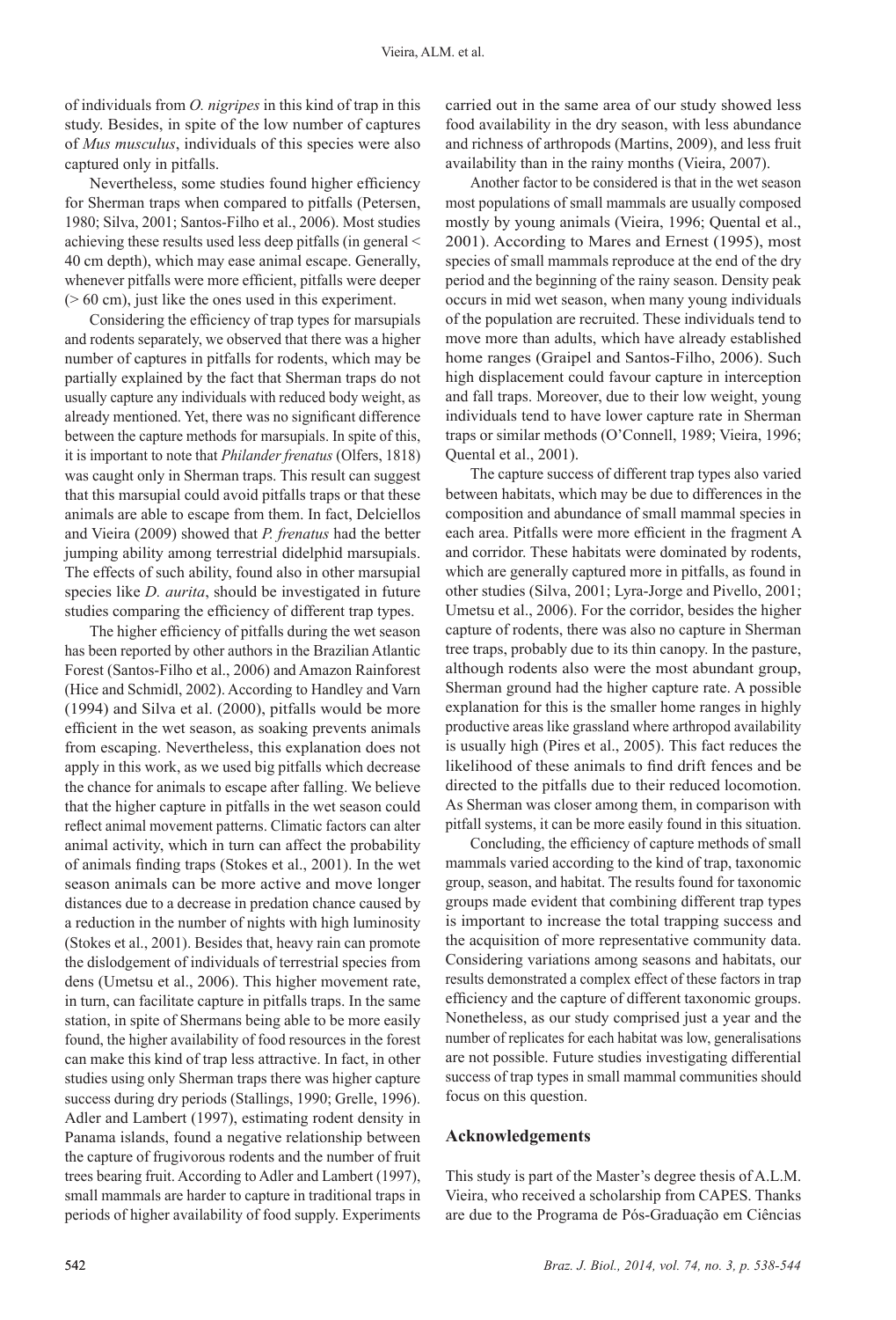of individuals from *O. nigripes* in this kind of trap in this study. Besides, in spite of the low number of captures of *Mus musculus*, individuals of this species were also captured only in pitfalls.

Nevertheless, some studies found higher efficiency for Sherman traps when compared to pitfalls (Petersen, 1980; Silva, 2001; Santos-Filho et al., 2006). Most studies achieving these results used less deep pitfalls (in general < 40 cm depth), which may ease animal escape. Generally, whenever pitfalls were more efficient, pitfalls were deeper (> 60 cm), just like the ones used in this experiment.

Considering the efficiency of trap types for marsupials and rodents separately, we observed that there was a higher number of captures in pitfalls for rodents, which may be partially explained by the fact that Sherman traps do not usually capture any individuals with reduced body weight, as already mentioned. Yet, there was no significant difference between the capture methods for marsupials. In spite of this, it is important to note that *Philander frenatus* (Olfers, 1818) was caught only in Sherman traps. This result can suggest that this marsupial could avoid pitfalls traps or that these animals are able to escape from them. In fact, Delciellos and Vieira (2009) showed that *P. frenatus* had the better jumping ability among terrestrial didelphid marsupials. The effects of such ability, found also in other marsupial species like *D. aurita*, should be investigated in future studies comparing the efficiency of different trap types.

The higher efficiency of pitfalls during the wet season has been reported by other authors in the Brazilian Atlantic Forest (Santos-Filho et al., 2006) and Amazon Rainforest (Hice and Schmidl, 2002). According to Handley and Varn (1994) and Silva et al. (2000), pitfalls would be more efficient in the wet season, as soaking prevents animals from escaping. Nevertheless, this explanation does not apply in this work, as we used big pitfalls which decrease the chance for animals to escape after falling. We believe that the higher capture in pitfalls in the wet season could reflect animal movement patterns. Climatic factors can alter animal activity, which in turn can affect the probability of animals finding traps (Stokes et al., 2001). In the wet season animals can be more active and move longer distances due to a decrease in predation chance caused by a reduction in the number of nights with high luminosity (Stokes et al., 2001). Besides that, heavy rain can promote the dislodgement of individuals of terrestrial species from dens (Umetsu et al., 2006). This higher movement rate, in turn, can facilitate capture in pitfalls traps. In the same station, in spite of Shermans being able to be more easily found, the higher availability of food resources in the forest can make this kind of trap less attractive. In fact, in other studies using only Sherman traps there was higher capture success during dry periods (Stallings, 1990; Grelle, 1996). Adler and Lambert (1997), estimating rodent density in Panama islands, found a negative relationship between the capture of frugivorous rodents and the number of fruit trees bearing fruit. According to Adler and Lambert (1997), small mammals are harder to capture in traditional traps in periods of higher availability of food supply. Experiments carried out in the same area of our study showed less food availability in the dry season, with less abundance and richness of arthropods (Martins, 2009), and less fruit availability than in the rainy months (Vieira, 2007).

Another factor to be considered is that in the wet season most populations of small mammals are usually composed mostly by young animals (Vieira, 1996; Quental et al., 2001). According to Mares and Ernest (1995), most species of small mammals reproduce at the end of the dry period and the beginning of the rainy season. Density peak occurs in mid wet season, when many young individuals of the population are recruited. These individuals tend to move more than adults, which have already established home ranges (Graipel and Santos-Filho, 2006). Such high displacement could favour capture in interception and fall traps. Moreover, due to their low weight, young individuals tend to have lower capture rate in Sherman traps or similar methods (O'Connell, 1989; Vieira, 1996; Quental et al., 2001).

The capture success of different trap types also varied between habitats, which may be due to differences in the composition and abundance of small mammal species in each area. Pitfalls were more efficient in the fragment A and corridor. These habitats were dominated by rodents, which are generally captured more in pitfalls, as found in other studies (Silva, 2001; Lyra-Jorge and Pivello, 2001; Umetsu et al., 2006). For the corridor, besides the higher capture of rodents, there was also no capture in Sherman tree traps, probably due to its thin canopy. In the pasture, although rodents also were the most abundant group, Sherman ground had the higher capture rate. A possible explanation for this is the smaller home ranges in highly productive areas like grassland where arthropod availability is usually high (Pires et al., 2005). This fact reduces the likelihood of these animals to find drift fences and be directed to the pitfalls due to their reduced locomotion. As Sherman was closer among them, in comparison with pitfall systems, it can be more easily found in this situation.

Concluding, the efficiency of capture methods of small mammals varied according to the kind of trap, taxonomic group, season, and habitat. The results found for taxonomic groups made evident that combining different trap types is important to increase the total trapping success and the acquisition of more representative community data. Considering variations among seasons and habitats, our results demonstrated a complex effect of these factors in trap efficiency and the capture of different taxonomic groups. Nonetheless, as our study comprised just a year and the number of replicates for each habitat was low, generalisations are not possible. Future studies investigating differential success of trap types in small mammal communities should focus on this question.

## Acknowledgements

This study is part of the Master's degree thesis of A.L.M. Vieira, who received a scholarship from CAPES. Thanks are due to the Programa de Pós-Graduação em Ciências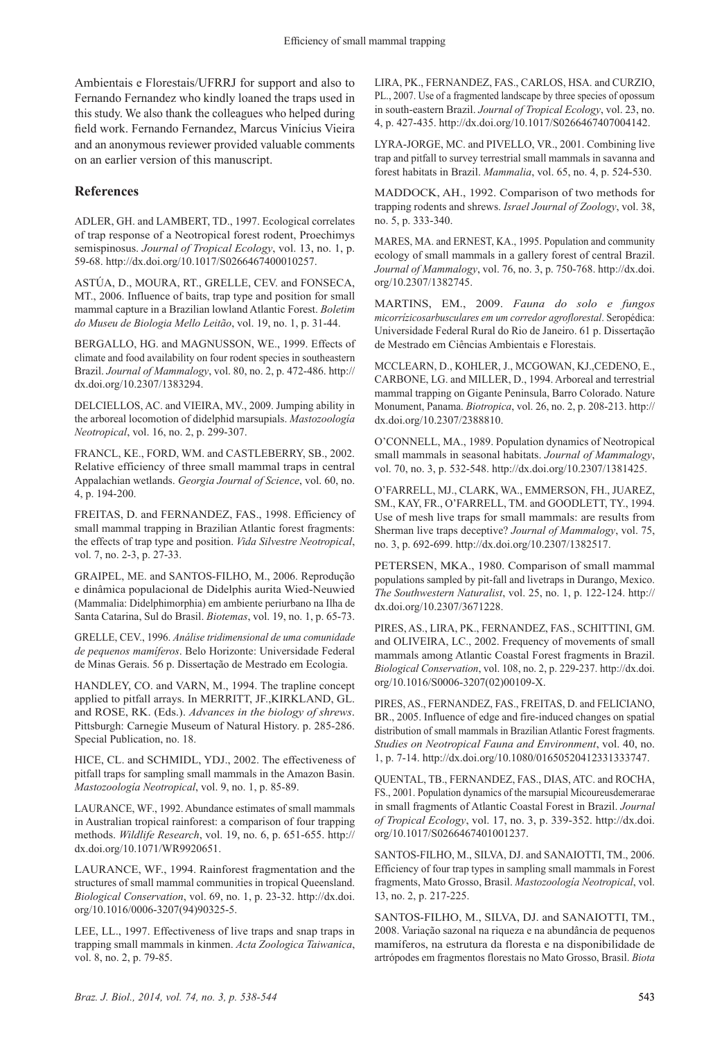Ambientais e Florestais/UFRRJ for support and also to Fernando Fernandez who kindly loaned the traps used in this study. We also thank the colleagues who helped during field work. Fernando Fernandez, Marcus Vinícius Vieira and an anonymous reviewer provided valuable comments on an earlier version of this manuscript.

## References

ADLER, GH. and LAMBERT, TD., 1997. Ecological correlates of trap response of a Neotropical forest rodent, Proechimys semispinosus. *Journal of Tropical Ecology*, vol. 13, no. 1, p. 59-68. http://dx.doi.org/10.1017/S0266467400010257.

ASTÚA, D., MOURA, RT., GRELLE, CEV. and FONSECA, MT., 2006. Influence of baits, trap type and position for small mammal capture in a Brazilian lowland Atlantic Forest. *Boletim do Museu de Biologia Mello Leitão*, vol. 19, no. 1, p. 31-44.

BERGALLO, HG. and MAGNUSSON, WE., 1999. Effects of climate and food availability on four rodent species in southeastern Brazil. *Journal of Mammalogy*, vol. 80, no. 2, p. 472-486. http://dx.doi.org/10.2307/1383294.

DELCIELLOS, AC. and VIEIRA, MV., 2009. Jumping ability in the arboreal locomotion of didelphid marsupials. *Mastozoología Neotropical*, vol. 16, no. 2, p. 299-307.

FRANCL, KE., FORD, WM. and CASTLEBERRY, SB., 2002. Relative efficiency of three small mammal traps in central Appalachian wetlands. *Georgia Journal of Science*, vol. 60, no. 4, p. 194-200.

FREITAS, D. and FERNANDEZ, FAS., 1998. Efficiency of small mammal trapping in Brazilian Atlantic forest fragments: the effects of trap type and position. *Vida Silvestre Neotropical*, vol. 7, no. 2-3, p. 27-33.

GRAIPEL, ME. and SANTOS-FILHO, M., 2006. Reprodução e dinâmica populacional de Didelphis aurita Wied-Neuwied (Mammalia: Didelphimorphia) em ambiente periurbano na Ilha de Santa Catarina, Sul do Brasil. *Biotemas*, vol. 19, no. 1, p. 65-73.

GRELLE, CEV., 1996. *Análise tridimensional de uma comunidade de pequenos mamíferos*. Belo Horizonte: Universidade Federal de Minas Gerais. 56 p. Dissertação de Mestrado em Ecologia.

HANDLEY, CO. and VARN, M., 1994. The trapline concept applied to pitfall arrays. In MERRITT, JF.,KIRKLAND, GL. and ROSE, RK. (Eds.). *Advances in the biology of shrews*. Pittsburgh: Carnegie Museum of Natural History. p. 285-286. Special Publication, no. 18.

HICE, CL. and SCHMIDL, YDJ., 2002. The effectiveness of pitfall traps for sampling small mammals in the Amazon Basin. *Mastozoología Neotropical*, vol. 9, no. 1, p. 85-89.

LAURANCE, WF., 1992. Abundance estimates of small mammals in Australian tropical rainforest: a comparison of four trapping methods. *Wildlife Research*, vol. 19, no. 6, p. 651-655. http://dx.doi.org/10.1071/WR9920651.

LAURANCE, WF., 1994. Rainforest fragmentation and the structures of small mammal communities in tropical Queensland. *Biological Conservation*, vol. 69, no. 1, p. 23-32. http://dx.doi.org/10.1016/0006-3207(94)90325-5.

LEE, LL., 1997. Effectiveness of live traps and snap traps in trapping small mammals in kinmen. *Acta Zoologica Taiwanica*, vol. 8, no. 2, p. 79-85.

LIRA, PK., FERNANDEZ, FAS., CARLOS, HSA. and CURZIO, PL., 2007. Use of a fragmented landscape by three species of opossum in south-eastern Brazil. *Journal of Tropical Ecology*, vol. 23, no. 4, p. 427-435. http://dx.doi.org/10.1017/S0266467407004142.

LYRA-JORGE, MC. and PIVELLO, VR., 2001. Combining live trap and pitfall to survey terrestrial small mammals in savanna and forest habitats in Brazil. *Mammalia*, vol. 65, no. 4, p. 524-530.

MADDOCK, AH., 1992. Comparison of two methods for trapping rodents and shrews. *Israel Journal of Zoology*, vol. 38, no. 5, p. 333-340.

MARES, MA. and ERNEST, KA., 1995. Population and community ecology of small mammals in a gallery forest of central Brazil. *Journal of Mammalogy*, vol. 76, no. 3, p. 750-768. http://dx.doi.org/10.2307/1382745.

MARTINS, EM., 2009. *Fauna do solo e fungos micorrízicosarbusculares em um corredor agroflorestal*. Seropédica: Universidade Federal Rural do Rio de Janeiro. 61 p. Dissertação de Mestrado em Ciências Ambientais e Florestais.

MCCLEARN, D., KOHLER, J., MCGOWAN, KJ.,CEDENO, E., CARBONE, LG. and MILLER, D., 1994. Arboreal and terrestrial mammal trapping on Gigante Peninsula, Barro Colorado. Nature Monument, Panama. *Biotropica*, vol. 26, no. 2, p. 208-213. http://dx.doi.org/10.2307/2388810.

O'CONNELL, MA., 1989. Population dynamics of Neotropical small mammals in seasonal habitats. *Journal of Mammalogy*, vol. 70, no. 3, p. 532-548. http://dx.doi.org/10.2307/1381425.

O'FARRELL, MJ., CLARK, WA., EMMERSON, FH., JUAREZ, SM., KAY, FR., O'FARRELL, TM. and GOODLETT, TY., 1994. Use of mesh live traps for small mammals: are results from Sherman live traps deceptive? *Journal of Mammalogy*, vol. 75, no. 3, p. 692-699. http://dx.doi.org/10.2307/1382517.

PETERSEN, MKA., 1980. Comparison of small mammal populations sampled by pit-fall and livetraps in Durango, Mexico. *The Southwestern Naturalist*, vol. 25, no. 1, p. 122-124. http://dx.doi.org/10.2307/3671228.

PIRES, AS., LIRA, PK., FERNANDEZ, FAS., SCHITTINI, GM. and OLIVEIRA, LC., 2002. Frequency of movements of small mammals among Atlantic Coastal Forest fragments in Brazil. *Biological Conservation*, vol. 108, no. 2, p. 229-237. http://dx.doi.org/10.1016/S0006-3207(02)00109-X.

PIRES, AS., FERNANDEZ, FAS., FREITAS, D. and FELICIANO, BR., 2005. Influence of edge and fire-induced changes on spatial distribution of small mammals in Brazilian Atlantic Forest fragments. *Studies on Neotropical Fauna and Environment*, vol. 40, no. 1, p. 7-14. http://dx.doi.org/10.1080/01650520412331333747.

QUENTAL, TB., FERNANDEZ, FAS., DIAS, ATC. and ROCHA, FS., 2001. Population dynamics of the marsupial Micoureusdemerarae in small fragments of Atlantic Coastal Forest in Brazil. *Journal of Tropical Ecology*, vol. 17, no. 3, p. 339-352. http://dx.doi.org/10.1017/S0266467401001237.

SANTOS-FILHO, M., SILVA, DJ. and SANAIOTTI, TM., 2006. Efficiency of four trap types in sampling small mammals in Forest fragments, Mato Grosso, Brasil. *Mastozoología Neotropical*, vol. 13, no. 2, p. 217-225.

SANTOS-FILHO, M., SILVA, DJ. and SANAIOTTI, TM., 2008. Variação sazonal na riqueza e na abundância de pequenos mamíferos, na estrutura da floresta e na disponibilidade de artrópodes em fragmentos florestais no Mato Grosso, Brasil. *Biota*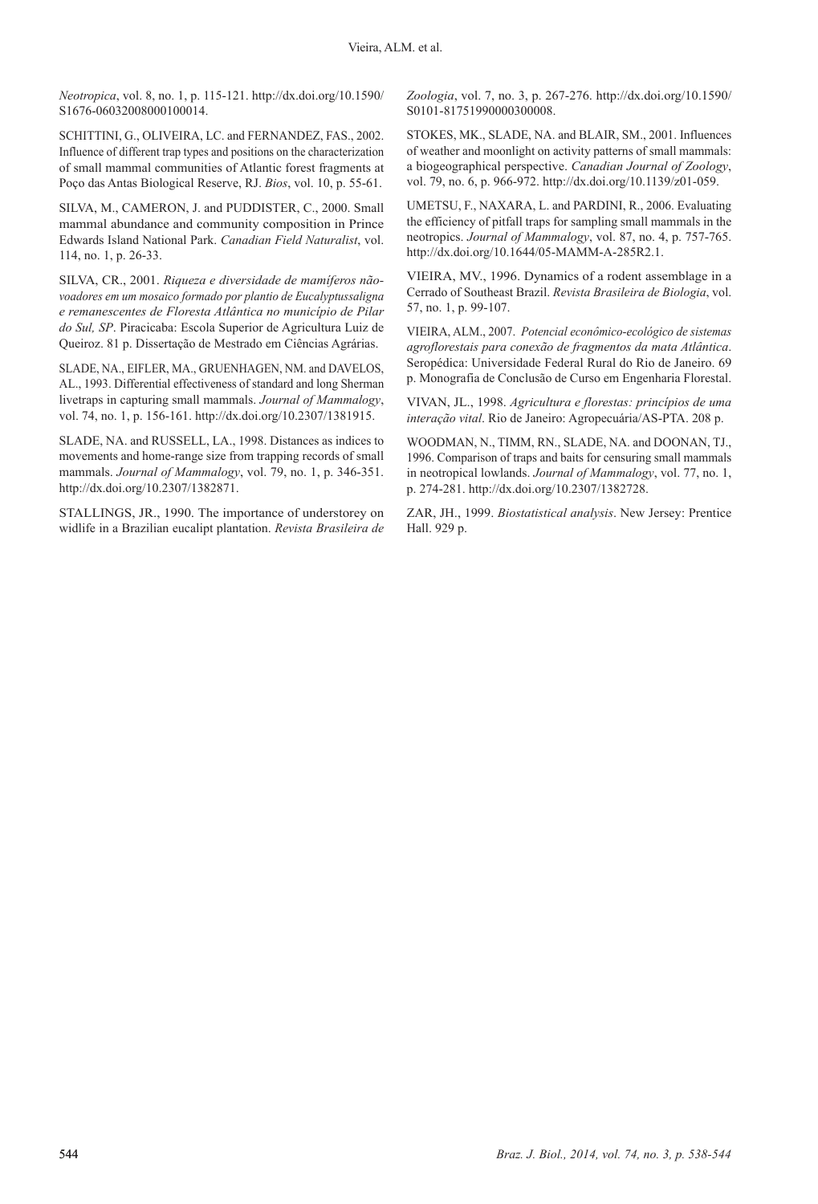*Neotropica*, vol. 8, no. 1, p. 115-121. http://dx.doi.org/10.1590/S1676-06032008000100014.

SCHITTINI, G., OLIVEIRA, LC. and FERNANDEZ, FAS., 2002. Influence of different trap types and positions on the characterization of small mammal communities of Atlantic forest fragments at Poço das Antas Biological Reserve, RJ. *Bios*, vol. 10, p. 55-61.

SILVA, M., CAMERON, J. and PUDDISTER, C., 2000. Small mammal abundance and community composition in Prince Edwards Island National Park. *Canadian Field Naturalist*, vol. 114, no. 1, p. 26-33.

SILVA, CR., 2001. *Riqueza e diversidade de mamíferos não-voadores em um mosaico formado por plantio de Eucalyptussaligna e remanescentes de Floresta Atlântica no município de Pilar do Sul, SP*. Piracicaba: Escola Superior de Agricultura Luiz de Queiroz. 81 p. Dissertação de Mestrado em Ciências Agrárias.

SLADE, NA., EIFLER, MA., GRUENHAGEN, NM. and DAVELOS, AL., 1993. Differential effectiveness of standard and long Sherman livetraps in capturing small mammals. *Journal of Mammalogy*, vol. 74, no. 1, p. 156-161. http://dx.doi.org/10.2307/1381915.

SLADE, NA. and RUSSELL, LA., 1998. Distances as indices to movements and home-range size from trapping records of small mammals. *Journal of Mammalogy*, vol. 79, no. 1, p. 346-351. http://dx.doi.org/10.2307/1382871.

STALLINGS, JR., 1990. The importance of understorey on widlife in a Brazilian eucalipt plantation. *Revista Brasileira de Zoologia*, vol. 7, no. 3, p. 267-276. http://dx.doi.org/10.1590/S0101-81751990000300008.

STOKES, MK., SLADE, NA. and BLAIR, SM., 2001. Influences of weather and moonlight on activity patterns of small mammals: a biogeographical perspective. *Canadian Journal of Zoology*, vol. 79, no. 6, p. 966-972. http://dx.doi.org/10.1139/z01-059.

UMETSU, F., NAXARA, L. and PARDINI, R., 2006. Evaluating the efficiency of pitfall traps for sampling small mammals in the neotropics. *Journal of Mammalogy*, vol. 87, no. 4, p. 757-765. http://dx.doi.org/10.1644/05-MAMM-A-285R2.1.

VIEIRA, MV., 1996. Dynamics of a rodent assemblage in a Cerrado of Southeast Brazil. *Revista Brasileira de Biologia*, vol. 57, no. 1, p. 99-107.

VIEIRA, ALM., 2007. *Potencial econômico-ecológico de sistemas agroflorestais para conexão de fragmentos da mata Atlântica*. Seropédica: Universidade Federal Rural do Rio de Janeiro. 69 p. Monografia de Conclusão de Curso em Engenharia Florestal.

VIVAN, JL., 1998. *Agricultura e florestas: princípios de uma interação vital*. Rio de Janeiro: Agropecuária/AS-PTA. 208 p.

WOODMAN, N., TIMM, RN., SLADE, NA. and DOONAN, TJ., 1996. Comparison of traps and baits for censuring small mammals in neotropical lowlands. *Journal of Mammalogy*, vol. 77, no. 1, p. 274-281. http://dx.doi.org/10.2307/1382728.

ZAR, JH., 1999. *Biostatistical analysis*. New Jersey: Prentice Hall. 929 p.